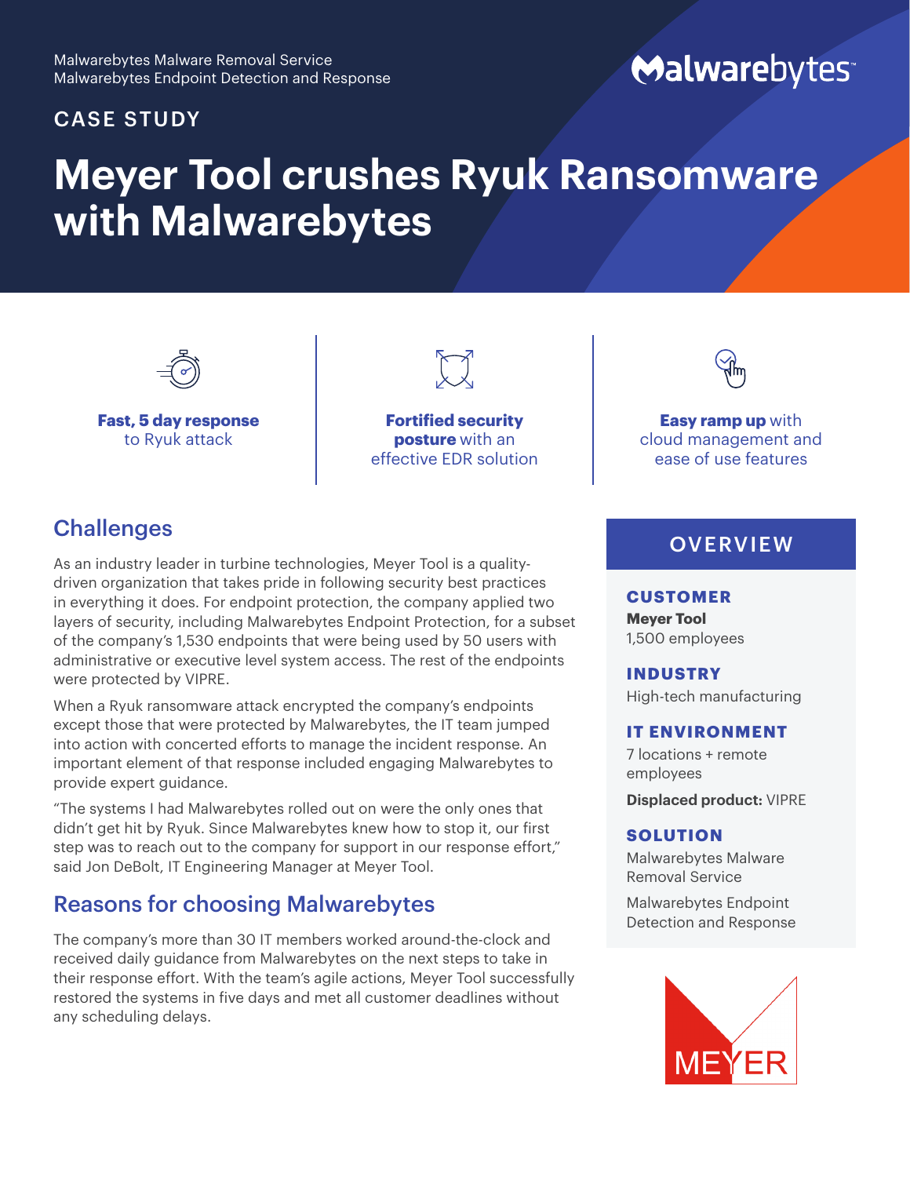Malwarebytes Malware Removal Service
Malwarebytes Endpoint Detection and Response

Malwarebytes

CASE STUDY

# Meyer Tool crushes Ryuk Ransomware with Malwarebytes

**Fast, 5 day response** to Ryuk attack

**Fortified security posture** with an effective EDR solution

**Easy ramp up** with cloud management and ease of use features

## Challenges

As an industry leader in turbine technologies, Meyer Tool is a quality-driven organization that takes pride in following security best practices in everything it does. For endpoint protection, the company applied two layers of security, including Malwarebytes Endpoint Protection, for a subset of the company's 1,530 endpoints that were being used by 50 users with administrative or executive level system access. The rest of the endpoints were protected by VIPRE.

When a Ryuk ransomware attack encrypted the company's endpoints except those that were protected by Malwarebytes, the IT team jumped into action with concerted efforts to manage the incident response. An important element of that response included engaging Malwarebytes to provide expert guidance.

"The systems I had Malwarebytes rolled out on were the only ones that didn't get hit by Ryuk. Since Malwarebytes knew how to stop it, our first step was to reach out to the company for support in our response effort," said Jon DeBolt, IT Engineering Manager at Meyer Tool.

## Reasons for choosing Malwarebytes

The company's more than 30 IT members worked around-the-clock and received daily guidance from Malwarebytes on the next steps to take in their response effort. With the team's agile actions, Meyer Tool successfully restored the systems in five days and met all customer deadlines without any scheduling delays.

## OVERVIEW

**CUSTOMER**

**Meyer Tool**
1,500 employees

**INDUSTRY**

High-tech manufacturing

**IT ENVIRONMENT**

7 locations + remote employees

**Displaced product:** VIPRE

**SOLUTION**

Malwarebytes Malware Removal Service

Malwarebytes Endpoint Detection and Response

MEYER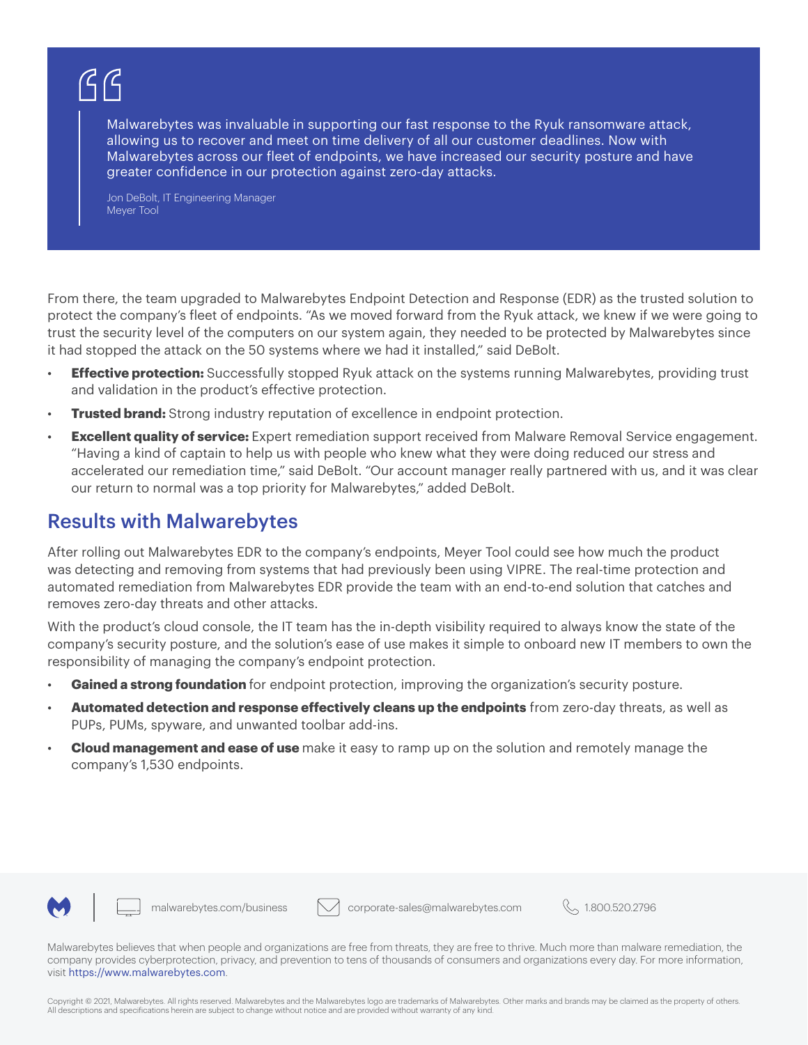> Malwarebytes was invaluable in supporting our fast response to the Ryuk ransomware attack, allowing us to recover and meet on time delivery of all our customer deadlines. Now with Malwarebytes across our fleet of endpoints, we have increased our security posture and have greater confidence in our protection against zero-day attacks.
>
> Jon DeBolt, IT Engineering Manager
> Meyer Tool

From there, the team upgraded to Malwarebytes Endpoint Detection and Response (EDR) as the trusted solution to protect the company's fleet of endpoints. "As we moved forward from the Ryuk attack, we knew if we were going to trust the security level of the computers on our system again, they needed to be protected by Malwarebytes since it had stopped the attack on the 50 systems where we had it installed," said DeBolt.

- **Effective protection:** Successfully stopped Ryuk attack on the systems running Malwarebytes, providing trust and validation in the product's effective protection.
- **Trusted brand:** Strong industry reputation of excellence in endpoint protection.
- **Excellent quality of service:** Expert remediation support received from Malware Removal Service engagement. "Having a kind of captain to help us with people who knew what they were doing reduced our stress and accelerated our remediation time," said DeBolt. "Our account manager really partnered with us, and it was clear our return to normal was a top priority for Malwarebytes," added DeBolt.

## Results with Malwarebytes

After rolling out Malwarebytes EDR to the company's endpoints, Meyer Tool could see how much the product was detecting and removing from systems that had previously been using VIPRE. The real-time protection and automated remediation from Malwarebytes EDR provide the team with an end-to-end solution that catches and removes zero-day threats and other attacks.

With the product's cloud console, the IT team has the in-depth visibility required to always know the state of the company's security posture, and the solution's ease of use makes it simple to onboard new IT members to own the responsibility of managing the company's endpoint protection.

- **Gained a strong foundation** for endpoint protection, improving the organization's security posture.
- **Automated detection and response effectively cleans up the endpoints** from zero-day threats, as well as PUPs, PUMs, spyware, and unwanted toolbar add-ins.
- **Cloud management and ease of use** make it easy to ramp up on the solution and remotely manage the company's 1,530 endpoints.

malwarebytes.com/business | corporate-sales@malwarebytes.com | 1.800.520.2796

Malwarebytes believes that when people and organizations are free from threats, they are free to thrive. Much more than malware remediation, the company provides cyberprotection, privacy, and prevention to tens of thousands of consumers and organizations every day. For more information, visit https://www.malwarebytes.com.

Copyright © 2021, Malwarebytes. All rights reserved. Malwarebytes and the Malwarebytes logo are trademarks of Malwarebytes. Other marks and brands may be claimed as the property of others. All descriptions and specifications herein are subject to change without notice and are provided without warranty of any kind.